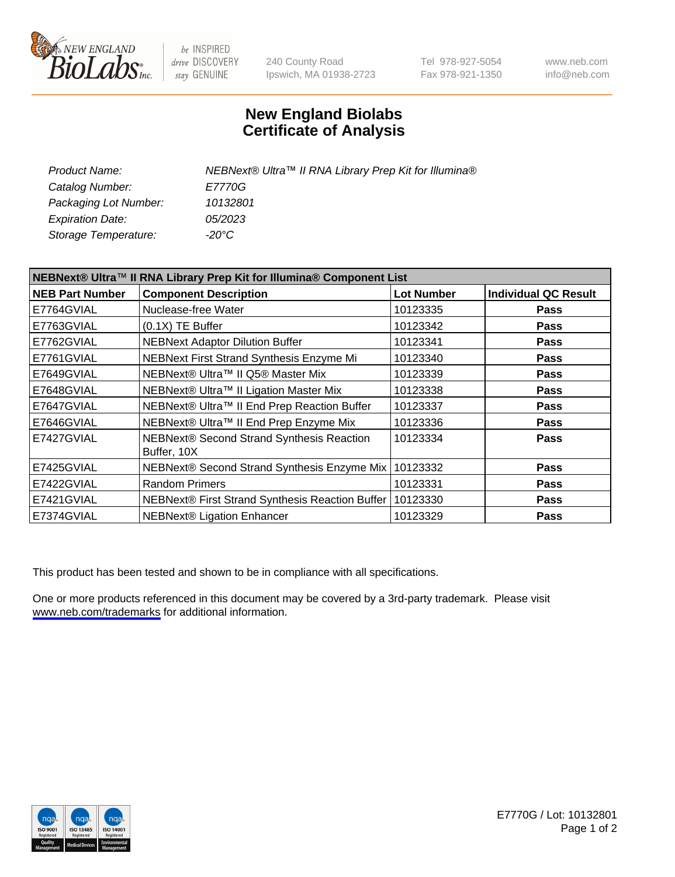NEW ENGLAND BioLabs Inc. — be INSPIRED drive DISCOVERY stay GENUINE

240 County Road
Ipswich, MA 01938-2723

Tel 978-927-5054
Fax 978-921-1350

www.neb.com
info@neb.com

# New England Biolabs
# Certificate of Analysis

| | |
|---|---|
| *Product Name:* | *NEBNext® Ultra™ II RNA Library Prep Kit for Illumina®* |
| *Catalog Number:* | *E7770G* |
| *Packaging Lot Number:* | *10132801* |
| *Expiration Date:* | *05/2023* |
| *Storage Temperature:* | *-20°C* |

| NEBNext® Ultra™ II RNA Library Prep Kit for Illumina® Component List | | | |
|---|---|---|---|
| **NEB Part Number** | **Component Description** | **Lot Number** | **Individual QC Result** |
| E7764GVIAL | Nuclease-free Water | 10123335 | **Pass** |
| E7763GVIAL | (0.1X) TE Buffer | 10123342 | **Pass** |
| E7762GVIAL | NEBNext Adaptor Dilution Buffer | 10123341 | **Pass** |
| E7761GVIAL | NEBNext First Strand Synthesis Enzyme Mi | 10123340 | **Pass** |
| E7649GVIAL | NEBNext® Ultra™ II Q5® Master Mix | 10123339 | **Pass** |
| E7648GVIAL | NEBNext® Ultra™ II Ligation Master Mix | 10123338 | **Pass** |
| E7647GVIAL | NEBNext® Ultra™ II End Prep Reaction Buffer | 10123337 | **Pass** |
| E7646GVIAL | NEBNext® Ultra™ II End Prep Enzyme Mix | 10123336 | **Pass** |
| E7427GVIAL | NEBNext® Second Strand Synthesis Reaction Buffer, 10X | 10123334 | **Pass** |
| E7425GVIAL | NEBNext® Second Strand Synthesis Enzyme Mix | 10123332 | **Pass** |
| E7422GVIAL | Random Primers | 10123331 | **Pass** |
| E7421GVIAL | NEBNext® First Strand Synthesis Reaction Buffer | 10123330 | **Pass** |
| E7374GVIAL | NEBNext® Ligation Enhancer | 10123329 | **Pass** |

This product has been tested and shown to be in compliance with all specifications.

One or more products referenced in this document may be covered by a 3rd-party trademark. Please visit www.neb.com/trademarks for additional information.

ISO 9001 Registered Quality Management | ISO 13485 Registered Medical Devices | ISO 14001 Registered Environmental Management

E7770G / Lot: 10132801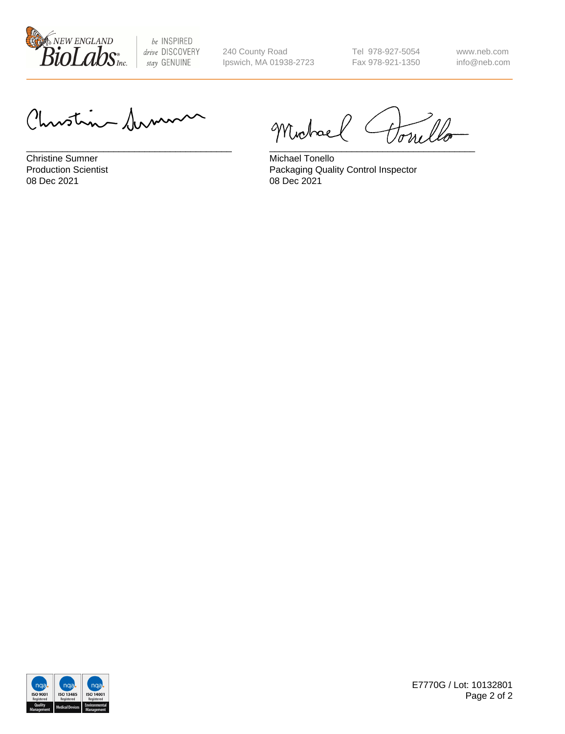Christine Sumner
Production Scientist
08 Dec 2021

Michael Tonello
Packaging Quality Control Inspector
08 Dec 2021

E7770G / Lot: 10132801